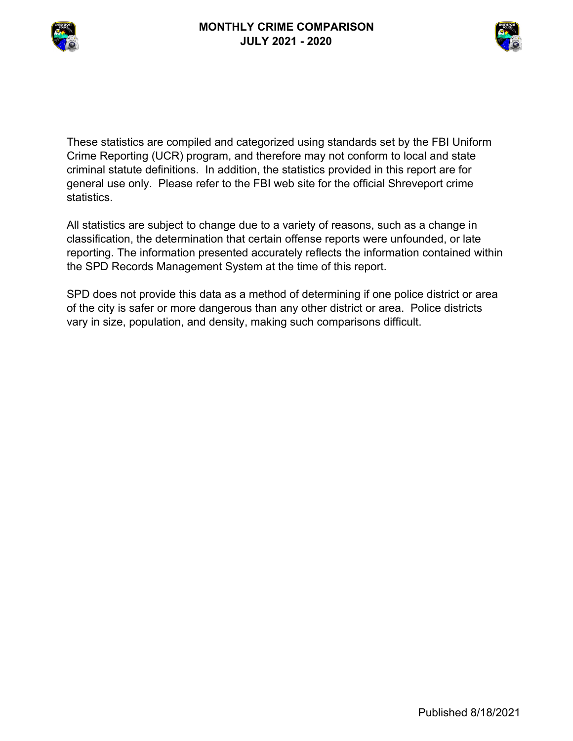# MONTHLY CRIME COMPARISON
# JULY 2021 - 2020

These statistics are compiled and categorized using standards set by the FBI Uniform Crime Reporting (UCR) program, and therefore may not conform to local and state criminal statute definitions. In addition, the statistics provided in this report are for general use only. Please refer to the FBI web site for the official Shreveport crime statistics.

All statistics are subject to change due to a variety of reasons, such as a change in classification, the determination that certain offense reports were unfounded, or late reporting. The information presented accurately reflects the information contained within the SPD Records Management System at the time of this report.

SPD does not provide this data as a method of determining if one police district or area of the city is safer or more dangerous than any other district or area. Police districts vary in size, population, and density, making such comparisons difficult.

Published 8/18/2021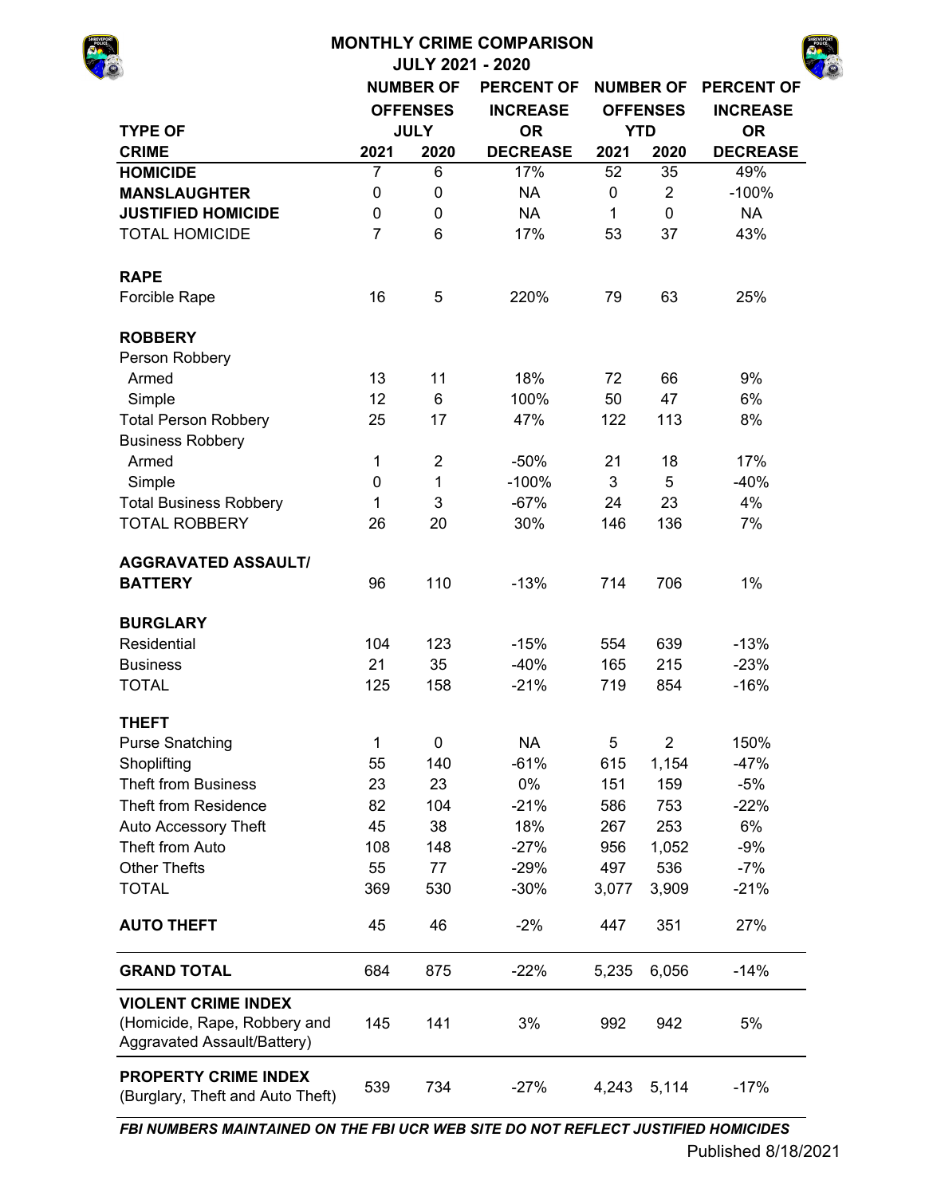# MONTHLY CRIME COMPARISON

## JULY 2021 - 2020

| TYPE OF CRIME | NUMBER OF OFFENSES JULY 2021 | NUMBER OF OFFENSES JULY 2020 | PERCENT OF INCREASE OR DECREASE | NUMBER OF OFFENSES YTD 2021 | NUMBER OF OFFENSES YTD 2020 | PERCENT OF INCREASE OR DECREASE |
|---|---|---|---|---|---|---|
| **HOMICIDE** | 7 | 6 | 17% | 52 | 35 | 49% |
| **MANSLAUGHTER** | 0 | 0 | NA | 0 | 2 | -100% |
| **JUSTIFIED HOMICIDE** | 0 | 0 | NA | 1 | 0 | NA |
| TOTAL HOMICIDE | 7 | 6 | 17% | 53 | 37 | 43% |
| **RAPE** | | | | | | |
| Forcible Rape | 16 | 5 | 220% | 79 | 63 | 25% |
| **ROBBERY** | | | | | | |
| Person Robbery | | | | | | |
| Armed | 13 | 11 | 18% | 72 | 66 | 9% |
| Simple | 12 | 6 | 100% | 50 | 47 | 6% |
| Total Person Robbery | 25 | 17 | 47% | 122 | 113 | 8% |
| Business Robbery | | | | | | |
| Armed | 1 | 2 | -50% | 21 | 18 | 17% |
| Simple | 0 | 1 | -100% | 3 | 5 | -40% |
| Total Business Robbery | 1 | 3 | -67% | 24 | 23 | 4% |
| TOTAL ROBBERY | 26 | 20 | 30% | 146 | 136 | 7% |
| **AGGRAVATED ASSAULT/ BATTERY** | 96 | 110 | -13% | 714 | 706 | 1% |
| **BURGLARY** | | | | | | |
| Residential | 104 | 123 | -15% | 554 | 639 | -13% |
| Business | 21 | 35 | -40% | 165 | 215 | -23% |
| TOTAL | 125 | 158 | -21% | 719 | 854 | -16% |
| **THEFT** | | | | | | |
| Purse Snatching | 1 | 0 | NA | 5 | 2 | 150% |
| Shoplifting | 55 | 140 | -61% | 615 | 1,154 | -47% |
| Theft from Business | 23 | 23 | 0% | 151 | 159 | -5% |
| Theft from Residence | 82 | 104 | -21% | 586 | 753 | -22% |
| Auto Accessory Theft | 45 | 38 | 18% | 267 | 253 | 6% |
| Theft from Auto | 108 | 148 | -27% | 956 | 1,052 | -9% |
| Other Thefts | 55 | 77 | -29% | 497 | 536 | -7% |
| TOTAL | 369 | 530 | -30% | 3,077 | 3,909 | -21% |
| **AUTO THEFT** | 45 | 46 | -2% | 447 | 351 | 27% |
| **GRAND TOTAL** | 684 | 875 | -22% | 5,235 | 6,056 | -14% |
| **VIOLENT CRIME INDEX** (Homicide, Rape, Robbery and Aggravated Assault/Battery) | 145 | 141 | 3% | 992 | 942 | 5% |
| **PROPERTY CRIME INDEX** (Burglary, Theft and Auto Theft) | 539 | 734 | -27% | 4,243 | 5,114 | -17% |

***FBI NUMBERS MAINTAINED ON THE FBI UCR WEB SITE DO NOT REFLECT JUSTIFIED HOMICIDES***

Published 8/18/2021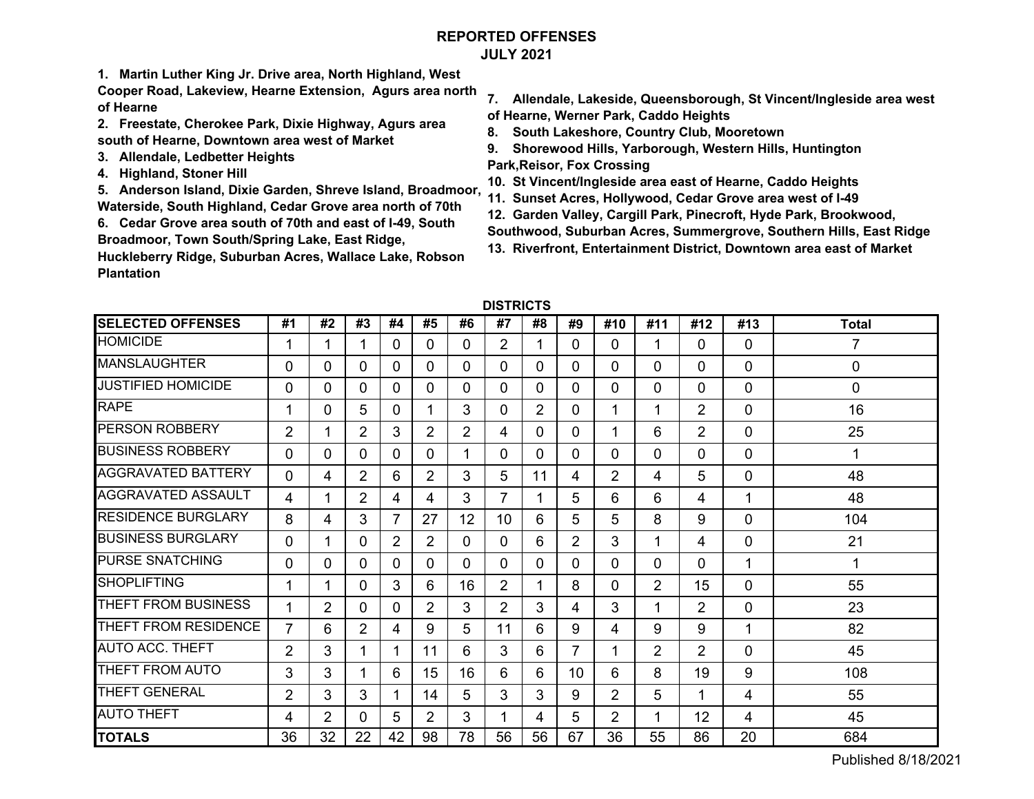# REPORTED OFFENSES
## JULY 2021

**1. Martin Luther King Jr. Drive area, North Highland, West Cooper Road, Lakeview, Hearne Extension, Agurs area north of Hearne**
**2. Freestate, Cherokee Park, Dixie Highway, Agurs area south of Hearne, Downtown area west of Market**
**3. Allendale, Ledbetter Heights**
**4. Highland, Stoner Hill**
**5. Anderson Island, Dixie Garden, Shreve Island, Broadmoor, Waterside, South Highland, Cedar Grove area north of 70th**
**6. Cedar Grove area south of 70th and east of I-49, South Broadmoor, Town South/Spring Lake, East Ridge, Huckleberry Ridge, Suburban Acres, Wallace Lake, Robson Plantation**
**7. Allendale, Lakeside, Queensborough, St Vincent/Ingleside area west of Hearne, Werner Park, Caddo Heights**
**8. South Lakeshore, Country Club, Mooretown**
**9. Shorewood Hills, Yarborough, Western Hills, Huntington Park,Reisor, Fox Crossing**
**10. St Vincent/Ingleside area east of Hearne, Caddo Heights**
**11. Sunset Acres, Hollywood, Cedar Grove area west of I-49**
**12. Garden Valley, Cargill Park, Pinecroft, Hyde Park, Brookwood, Southwood, Suburban Acres, Summergrove, Southern Hills, East Ridge**
**13. Riverfront, Entertainment District, Downtown area east of Market**

**DISTRICTS**

| SELECTED OFFENSES | #1 | #2 | #3 | #4 | #5 | #6 | #7 | #8 | #9 | #10 | #11 | #12 | #13 | Total |
|---|---|---|---|---|---|---|---|---|---|---|---|---|---|---|
| HOMICIDE | 1 | 1 | 1 | 0 | 0 | 0 | 2 | 1 | 0 | 0 | 1 | 0 | 0 | 7 |
| MANSLAUGHTER | 0 | 0 | 0 | 0 | 0 | 0 | 0 | 0 | 0 | 0 | 0 | 0 | 0 | 0 |
| JUSTIFIED HOMICIDE | 0 | 0 | 0 | 0 | 0 | 0 | 0 | 0 | 0 | 0 | 0 | 0 | 0 | 0 |
| RAPE | 1 | 0 | 5 | 0 | 1 | 3 | 0 | 2 | 0 | 1 | 1 | 2 | 0 | 16 |
| PERSON ROBBERY | 2 | 1 | 2 | 3 | 2 | 2 | 4 | 0 | 0 | 1 | 6 | 2 | 0 | 25 |
| BUSINESS ROBBERY | 0 | 0 | 0 | 0 | 0 | 1 | 0 | 0 | 0 | 0 | 0 | 0 | 0 | 1 |
| AGGRAVATED BATTERY | 0 | 4 | 2 | 6 | 2 | 3 | 5 | 11 | 4 | 2 | 4 | 5 | 0 | 48 |
| AGGRAVATED ASSAULT | 4 | 1 | 2 | 4 | 4 | 3 | 7 | 1 | 5 | 6 | 6 | 4 | 1 | 48 |
| RESIDENCE BURGLARY | 8 | 4 | 3 | 7 | 27 | 12 | 10 | 6 | 5 | 5 | 8 | 9 | 0 | 104 |
| BUSINESS BURGLARY | 0 | 1 | 0 | 2 | 2 | 0 | 0 | 6 | 2 | 3 | 1 | 4 | 0 | 21 |
| PURSE SNATCHING | 0 | 0 | 0 | 0 | 0 | 0 | 0 | 0 | 0 | 0 | 0 | 0 | 1 | 1 |
| SHOPLIFTING | 1 | 1 | 0 | 3 | 6 | 16 | 2 | 1 | 8 | 0 | 2 | 15 | 0 | 55 |
| THEFT FROM BUSINESS | 1 | 2 | 0 | 0 | 2 | 3 | 2 | 3 | 4 | 3 | 1 | 2 | 0 | 23 |
| THEFT FROM RESIDENCE | 7 | 6 | 2 | 4 | 9 | 5 | 11 | 6 | 9 | 4 | 9 | 9 | 1 | 82 |
| AUTO ACC. THEFT | 2 | 3 | 1 | 1 | 11 | 6 | 3 | 6 | 7 | 1 | 2 | 2 | 0 | 45 |
| THEFT FROM AUTO | 3 | 3 | 1 | 6 | 15 | 16 | 6 | 6 | 10 | 6 | 8 | 19 | 9 | 108 |
| THEFT GENERAL | 2 | 3 | 3 | 1 | 14 | 5 | 3 | 3 | 9 | 2 | 5 | 1 | 4 | 55 |
| AUTO THEFT | 4 | 2 | 0 | 5 | 2 | 3 | 1 | 4 | 5 | 2 | 1 | 12 | 4 | 45 |
| **TOTALS** | 36 | 32 | 22 | 42 | 98 | 78 | 56 | 56 | 67 | 36 | 55 | 86 | 20 | 684 |

Published 8/18/2021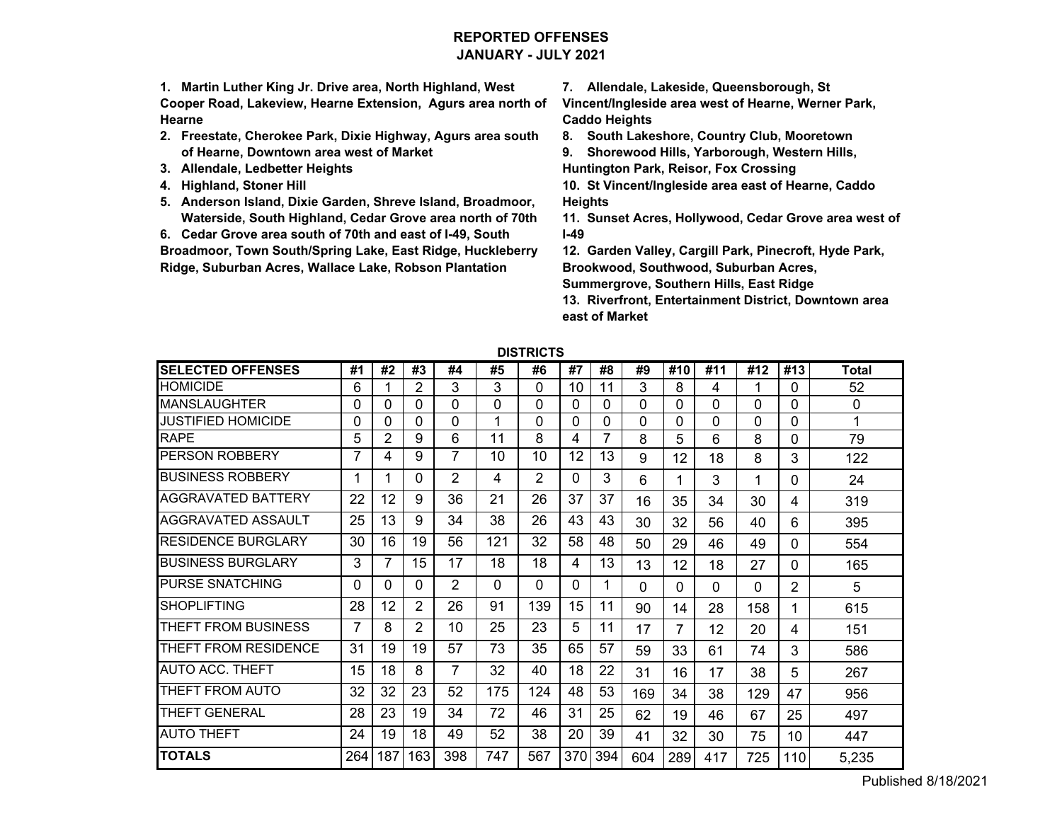# REPORTED OFFENSES
## JANUARY - JULY 2021

1. **Martin Luther King Jr. Drive area, North Highland, West Cooper Road, Lakeview, Hearne Extension, Agurs area north of Hearne**
2. **Freestate, Cherokee Park, Dixie Highway, Agurs area south of Hearne, Downtown area west of Market**
3. **Allendale, Ledbetter Heights**
4. **Highland, Stoner Hill**
5. **Anderson Island, Dixie Garden, Shreve Island, Broadmoor, Waterside, South Highland, Cedar Grove area north of 70th**
6. **Cedar Grove area south of 70th and east of I-49, South Broadmoor, Town South/Spring Lake, East Ridge, Huckleberry Ridge, Suburban Acres, Wallace Lake, Robson Plantation**
7. **Allendale, Lakeside, Queensborough, St Vincent/Ingleside area west of Hearne, Werner Park, Caddo Heights**
8. **South Lakeshore, Country Club, Mooretown**
9. **Shorewood Hills, Yarborough, Western Hills, Huntington Park, Reisor, Fox Crossing**
10. **St Vincent/Ingleside area east of Hearne, Caddo Heights**
11. **Sunset Acres, Hollywood, Cedar Grove area west of I-49**
12. **Garden Valley, Cargill Park, Pinecroft, Hyde Park, Brookwood, Southwood, Suburban Acres, Summergrove, Southern Hills, East Ridge**
13. **Riverfront, Entertainment District, Downtown area east of Market**

**DISTRICTS**

| SELECTED OFFENSES | #1 | #2 | #3 | #4 | #5 | #6 | #7 | #8 | #9 | #10 | #11 | #12 | #13 | Total |
|---|---|---|---|---|---|---|---|---|---|---|---|---|---|---|
| HOMICIDE | 6 | 1 | 2 | 3 | 3 | 0 | 10 | 11 | 3 | 8 | 4 | 1 | 0 | 52 |
| MANSLAUGHTER | 0 | 0 | 0 | 0 | 0 | 0 | 0 | 0 | 0 | 0 | 0 | 0 | 0 | 0 |
| JUSTIFIED HOMICIDE | 0 | 0 | 0 | 0 | 1 | 0 | 0 | 0 | 0 | 0 | 0 | 0 | 0 | 1 |
| RAPE | 5 | 2 | 9 | 6 | 11 | 8 | 4 | 7 | 8 | 5 | 6 | 8 | 0 | 79 |
| PERSON ROBBERY | 7 | 4 | 9 | 7 | 10 | 10 | 12 | 13 | 9 | 12 | 18 | 8 | 3 | 122 |
| BUSINESS ROBBERY | 1 | 1 | 0 | 2 | 4 | 2 | 0 | 3 | 6 | 1 | 3 | 1 | 0 | 24 |
| AGGRAVATED BATTERY | 22 | 12 | 9 | 36 | 21 | 26 | 37 | 37 | 16 | 35 | 34 | 30 | 4 | 319 |
| AGGRAVATED ASSAULT | 25 | 13 | 9 | 34 | 38 | 26 | 43 | 43 | 30 | 32 | 56 | 40 | 6 | 395 |
| RESIDENCE BURGLARY | 30 | 16 | 19 | 56 | 121 | 32 | 58 | 48 | 50 | 29 | 46 | 49 | 0 | 554 |
| BUSINESS BURGLARY | 3 | 7 | 15 | 17 | 18 | 18 | 4 | 13 | 13 | 12 | 18 | 27 | 0 | 165 |
| PURSE SNATCHING | 0 | 0 | 0 | 2 | 0 | 0 | 0 | 1 | 0 | 0 | 0 | 0 | 2 | 5 |
| SHOPLIFTING | 28 | 12 | 2 | 26 | 91 | 139 | 15 | 11 | 90 | 14 | 28 | 158 | 1 | 615 |
| THEFT FROM BUSINESS | 7 | 8 | 2 | 10 | 25 | 23 | 5 | 11 | 17 | 7 | 12 | 20 | 4 | 151 |
| THEFT FROM RESIDENCE | 31 | 19 | 19 | 57 | 73 | 35 | 65 | 57 | 59 | 33 | 61 | 74 | 3 | 586 |
| AUTO ACC. THEFT | 15 | 18 | 8 | 7 | 32 | 40 | 18 | 22 | 31 | 16 | 17 | 38 | 5 | 267 |
| THEFT FROM AUTO | 32 | 32 | 23 | 52 | 175 | 124 | 48 | 53 | 169 | 34 | 38 | 129 | 47 | 956 |
| THEFT GENERAL | 28 | 23 | 19 | 34 | 72 | 46 | 31 | 25 | 62 | 19 | 46 | 67 | 25 | 497 |
| AUTO THEFT | 24 | 19 | 18 | 49 | 52 | 38 | 20 | 39 | 41 | 32 | 30 | 75 | 10 | 447 |
| **TOTALS** | 264 | 187 | 163 | 398 | 747 | 567 | 370 | 394 | 604 | 289 | 417 | 725 | 110 | 5,235 |

Published 8/18/2021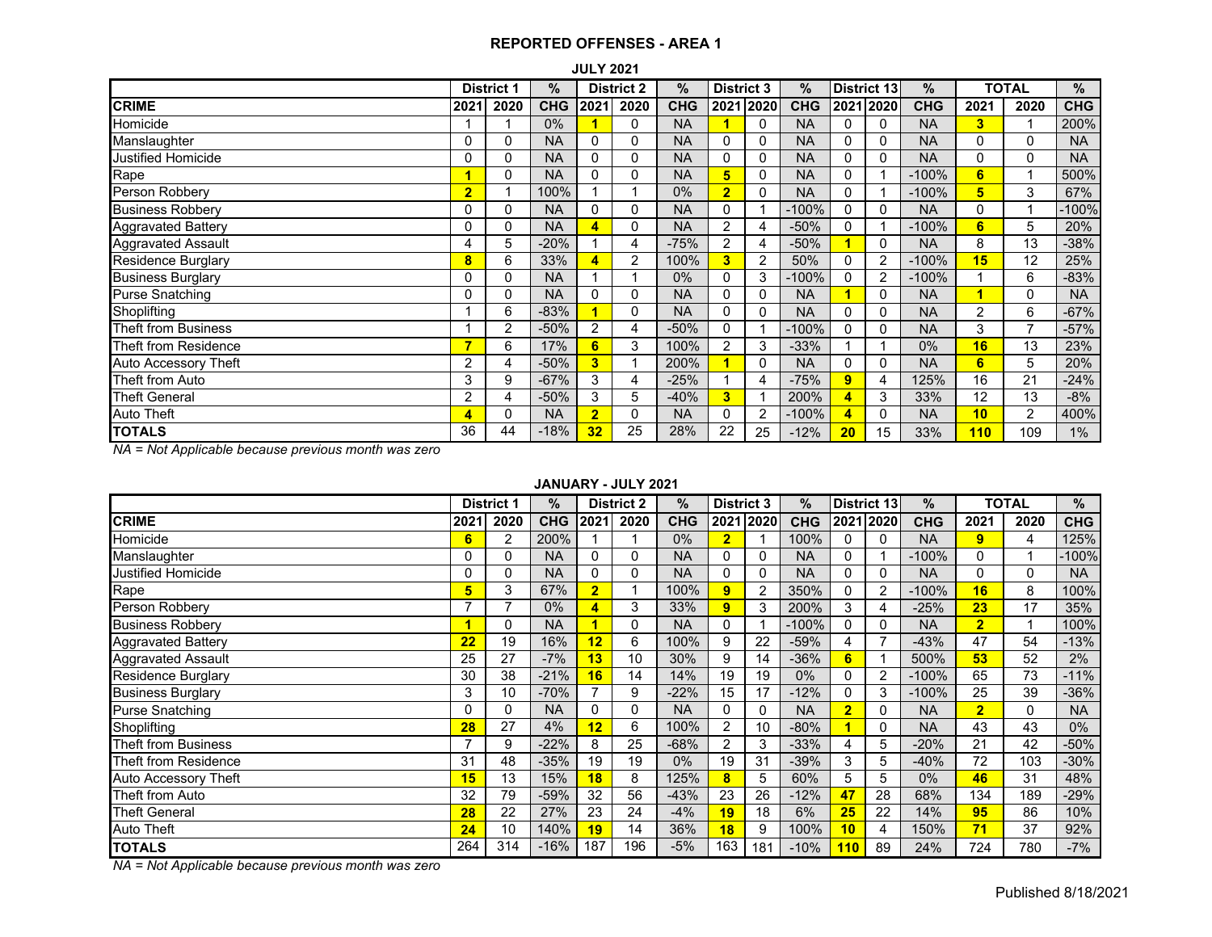# REPORTED OFFENSES - AREA 1

## JULY 2021

| | District 1 | | % | District 2 | | % | District 3 | | % | District 13 | | % | TOTAL | | % |
|---|---|---|---|---|---|---|---|---|---|---|---|---|---|---|---|
| **CRIME** | **2021** | **2020** | **CHG** | **2021** | **2020** | **CHG** | **2021** | **2020** | **CHG** | **2021** | **2020** | **CHG** | **2021** | **2020** | **CHG** |
| Homicide | 1 | 1 | 0% | **1** | 0 | NA | **1** | 0 | NA | 0 | 0 | NA | **3** | 1 | 200% |
| Manslaughter | 0 | 0 | NA | 0 | 0 | NA | 0 | 0 | NA | 0 | 0 | NA | 0 | 0 | NA |
| Justified Homicide | 0 | 0 | NA | 0 | 0 | NA | 0 | 0 | NA | 0 | 0 | NA | 0 | 0 | NA |
| Rape | **1** | 0 | NA | 0 | 0 | NA | **5** | 0 | NA | 0 | 1 | -100% | **6** | 1 | 500% |
| Person Robbery | **2** | 1 | 100% | 1 | 1 | 0% | **2** | 0 | NA | 0 | 1 | -100% | **5** | 3 | 67% |
| Business Robbery | 0 | 0 | NA | 0 | 0 | NA | 0 | 1 | -100% | 0 | 0 | NA | 0 | 1 | -100% |
| Aggravated Battery | 0 | 0 | NA | **4** | 0 | NA | 2 | 4 | -50% | 0 | 1 | -100% | **6** | 5 | 20% |
| Aggravated Assault | 4 | 5 | -20% | 1 | 4 | -75% | 2 | 4 | -50% | **1** | 0 | NA | 8 | 13 | -38% |
| Residence Burglary | **8** | 6 | 33% | **4** | 2 | 100% | **3** | 2 | 50% | 0 | 2 | -100% | **15** | 12 | 25% |
| Business Burglary | 0 | 0 | NA | 1 | 1 | 0% | 0 | 3 | -100% | 0 | 2 | -100% | 1 | 6 | -83% |
| Purse Snatching | 0 | 0 | NA | 0 | 0 | NA | 0 | 0 | NA | **1** | 0 | NA | **1** | 0 | NA |
| Shoplifting | 1 | 6 | -83% | **1** | 0 | NA | 0 | 0 | NA | 0 | 0 | NA | 2 | 6 | -67% |
| Theft from Business | 1 | 2 | -50% | 2 | 4 | -50% | 0 | 1 | -100% | 0 | 0 | NA | 3 | 7 | -57% |
| Theft from Residence | **7** | 6 | 17% | **6** | 3 | 100% | 2 | 3 | -33% | 1 | 1 | 0% | **16** | 13 | 23% |
| Auto Accessory Theft | 2 | 4 | -50% | **3** | 1 | 200% | **1** | 0 | NA | 0 | 0 | NA | **6** | 5 | 20% |
| Theft from Auto | 3 | 9 | -67% | 3 | 4 | -25% | 1 | 4 | -75% | **9** | 4 | 125% | 16 | 21 | -24% |
| Theft General | 2 | 4 | -50% | 3 | 5 | -40% | **3** | 1 | 200% | **4** | 3 | 33% | 12 | 13 | -8% |
| Auto Theft | **4** | 0 | NA | **2** | 0 | NA | 0 | 2 | -100% | **4** | 0 | NA | **10** | 2 | 400% |
| **TOTALS** | 36 | 44 | -18% | **32** | 25 | 28% | 22 | 25 | -12% | **20** | 15 | 33% | **110** | 109 | 1% |

*NA = Not Applicable because previous month was zero*

## JANUARY - JULY 2021

| | District 1 | | % | District 2 | | % | District 3 | | % | District 13 | | % | TOTAL | | % |
|---|---|---|---|---|---|---|---|---|---|---|---|---|---|---|---|
| **CRIME** | **2021** | **2020** | **CHG** | **2021** | **2020** | **CHG** | **2021** | **2020** | **CHG** | **2021** | **2020** | **CHG** | **2021** | **2020** | **CHG** |
| Homicide | **6** | 2 | 200% | 1 | 1 | 0% | **2** | 1 | 100% | 0 | 0 | NA | **9** | 4 | 125% |
| Manslaughter | 0 | 0 | NA | 0 | 0 | NA | 0 | 0 | NA | 0 | 1 | -100% | 0 | 1 | -100% |
| Justified Homicide | 0 | 0 | NA | 0 | 0 | NA | 0 | 0 | NA | 0 | 0 | NA | 0 | 0 | NA |
| Rape | **5** | 3 | 67% | **2** | 1 | 100% | **9** | 2 | 350% | 0 | 2 | -100% | **16** | 8 | 100% |
| Person Robbery | 7 | 7 | 0% | **4** | 3 | 33% | **9** | 3 | 200% | 3 | 4 | -25% | **23** | 17 | 35% |
| Business Robbery | **1** | 0 | NA | **1** | 0 | NA | 0 | 1 | -100% | 0 | 0 | NA | **2** | 1 | 100% |
| Aggravated Battery | **22** | 19 | 16% | **12** | 6 | 100% | 9 | 22 | -59% | 4 | 7 | -43% | 47 | 54 | -13% |
| Aggravated Assault | 25 | 27 | -7% | **13** | 10 | 30% | 9 | 14 | -36% | **6** | 1 | 500% | **53** | 52 | 2% |
| Residence Burglary | 30 | 38 | -21% | **16** | 14 | 14% | 19 | 19 | 0% | 0 | 2 | -100% | 65 | 73 | -11% |
| Business Burglary | 3 | 10 | -70% | 7 | 9 | -22% | 15 | 17 | -12% | 0 | 3 | -100% | 25 | 39 | -36% |
| Purse Snatching | 0 | 0 | NA | 0 | 0 | NA | 0 | 0 | NA | **2** | 0 | NA | **2** | 0 | NA |
| Shoplifting | **28** | 27 | 4% | **12** | 6 | 100% | 2 | 10 | -80% | **1** | 0 | NA | 43 | 43 | 0% |
| Theft from Business | 7 | 9 | -22% | 8 | 25 | -68% | 2 | 3 | -33% | 4 | 5 | -20% | 21 | 42 | -50% |
| Theft from Residence | 31 | 48 | -35% | 19 | 19 | 0% | 19 | 31 | -39% | 3 | 5 | -40% | 72 | 103 | -30% |
| Auto Accessory Theft | **15** | 13 | 15% | **18** | 8 | 125% | **8** | 5 | 60% | 5 | 5 | 0% | **46** | 31 | 48% |
| Theft from Auto | 32 | 79 | -59% | 32 | 56 | -43% | 23 | 26 | -12% | **47** | 28 | 68% | 134 | 189 | -29% |
| Theft General | **28** | 22 | 27% | 23 | 24 | -4% | **19** | 18 | 6% | **25** | 22 | 14% | **95** | 86 | 10% |
| Auto Theft | **24** | 10 | 140% | **19** | 14 | 36% | **18** | 9 | 100% | **10** | 4 | 150% | **71** | 37 | 92% |
| **TOTALS** | 264 | 314 | -16% | 187 | 196 | -5% | 163 | 181 | -10% | **110** | 89 | 24% | 724 | 780 | -7% |

*NA = Not Applicable because previous month was zero*

Published 8/18/2021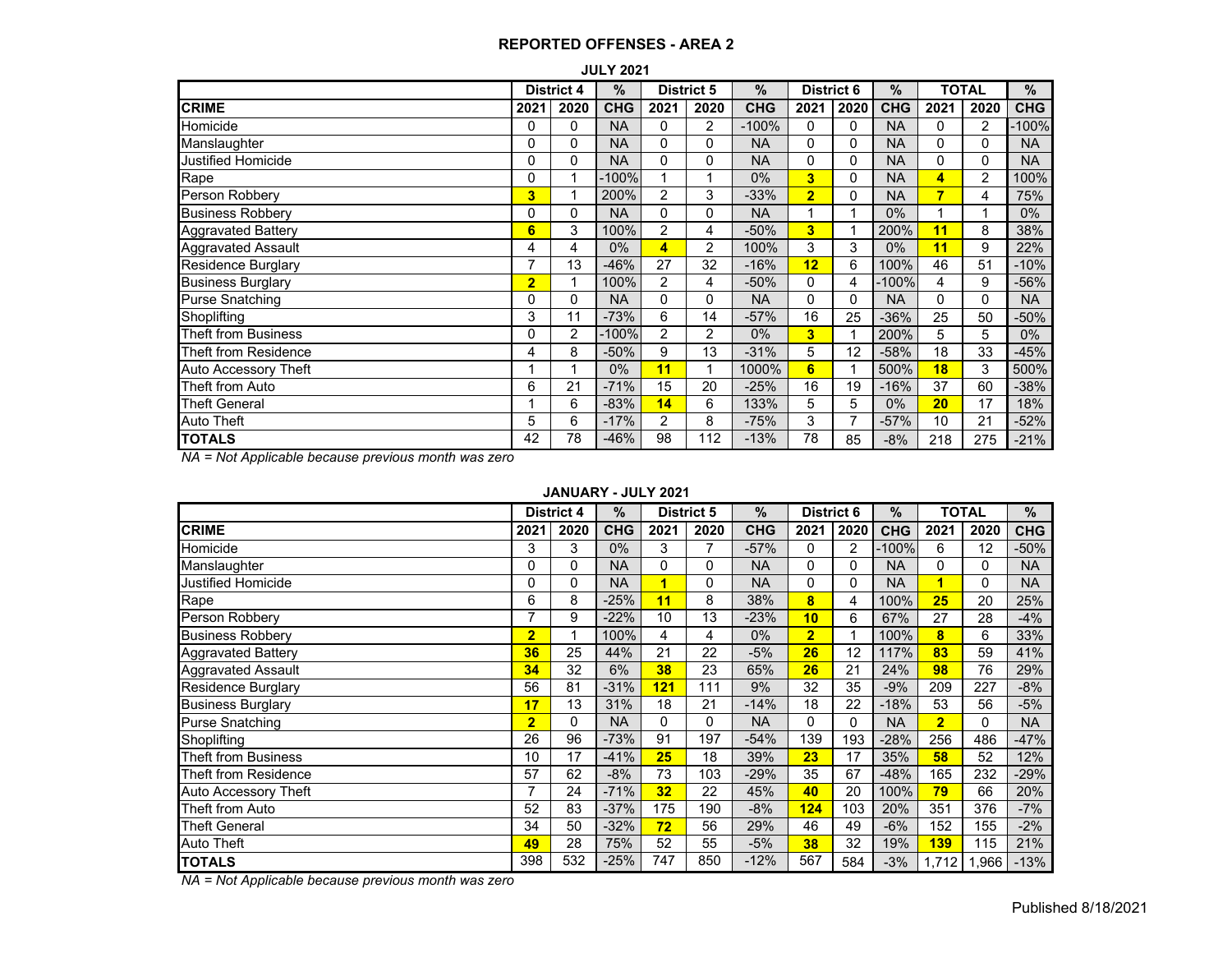# REPORTED OFFENSES - AREA 2

## JULY 2021

| | District 4 | | % | District 5 | | % | District 6 | | % | TOTAL | | % |
|---|---|---|---|---|---|---|---|---|---|---|---|---|
| **CRIME** | **2021** | **2020** | **CHG** | **2021** | **2020** | **CHG** | **2021** | **2020** | **CHG** | **2021** | **2020** | **CHG** |
| Homicide | 0 | 0 | NA | 0 | 2 | -100% | 0 | 0 | NA | 0 | 2 | -100% |
| Manslaughter | 0 | 0 | NA | 0 | 0 | NA | 0 | 0 | NA | 0 | 0 | NA |
| Justified Homicide | 0 | 0 | NA | 0 | 0 | NA | 0 | 0 | NA | 0 | 0 | NA |
| Rape | 0 | 1 | -100% | 1 | 1 | 0% | **3** | 0 | NA | **4** | 2 | 100% |
| Person Robbery | **3** | 1 | 200% | 2 | 3 | -33% | **2** | 0 | NA | **7** | 4 | 75% |
| Business Robbery | 0 | 0 | NA | 0 | 0 | NA | 1 | 1 | 0% | 1 | 1 | 0% |
| Aggravated Battery | **6** | 3 | 100% | 2 | 4 | -50% | **3** | 1 | 200% | **11** | 8 | 38% |
| Aggravated Assault | 4 | 4 | 0% | **4** | 2 | 100% | 3 | 3 | 0% | **11** | 9 | 22% |
| Residence Burglary | 7 | 13 | -46% | 27 | 32 | -16% | **12** | 6 | 100% | 46 | 51 | -10% |
| Business Burglary | **2** | 1 | 100% | 2 | 4 | -50% | 0 | 4 | -100% | 4 | 9 | -56% |
| Purse Snatching | 0 | 0 | NA | 0 | 0 | NA | 0 | 0 | NA | 0 | 0 | NA |
| Shoplifting | 3 | 11 | -73% | 6 | 14 | -57% | 16 | 25 | -36% | 25 | 50 | -50% |
| Theft from Business | 0 | 2 | -100% | 2 | 2 | 0% | **3** | 1 | 200% | 5 | 5 | 0% |
| Theft from Residence | 4 | 8 | -50% | 9 | 13 | -31% | 5 | 12 | -58% | 18 | 33 | -45% |
| Auto Accessory Theft | 1 | 1 | 0% | **11** | 1 | 1000% | **6** | 1 | 500% | **18** | 3 | 500% |
| Theft from Auto | 6 | 21 | -71% | 15 | 20 | -25% | 16 | 19 | -16% | 37 | 60 | -38% |
| Theft General | 1 | 6 | -83% | **14** | 6 | 133% | 5 | 5 | 0% | **20** | 17 | 18% |
| Auto Theft | 5 | 6 | -17% | 2 | 8 | -75% | 3 | 7 | -57% | 10 | 21 | -52% |
| **TOTALS** | 42 | 78 | -46% | 98 | 112 | -13% | 78 | 85 | -8% | 218 | 275 | -21% |

*NA = Not Applicable because previous month was zero*

## JANUARY - JULY 2021

| | District 4 | | % | District 5 | | % | District 6 | | % | TOTAL | | % |
|---|---|---|---|---|---|---|---|---|---|---|---|---|
| **CRIME** | **2021** | **2020** | **CHG** | **2021** | **2020** | **CHG** | **2021** | **2020** | **CHG** | **2021** | **2020** | **CHG** |
| Homicide | 3 | 3 | 0% | 3 | 7 | -57% | 0 | 2 | -100% | 6 | 12 | -50% |
| Manslaughter | 0 | 0 | NA | 0 | 0 | NA | 0 | 0 | NA | 0 | 0 | NA |
| Justified Homicide | 0 | 0 | NA | **1** | 0 | NA | 0 | 0 | NA | **1** | 0 | NA |
| Rape | 6 | 8 | -25% | **11** | 8 | 38% | **8** | 4 | 100% | **25** | 20 | 25% |
| Person Robbery | 7 | 9 | -22% | 10 | 13 | -23% | **10** | 6 | 67% | 27 | 28 | -4% |
| Business Robbery | **2** | 1 | 100% | 4 | 4 | 0% | **2** | 1 | 100% | **8** | 6 | 33% |
| Aggravated Battery | **36** | 25 | 44% | 21 | 22 | -5% | **26** | 12 | 117% | **83** | 59 | 41% |
| Aggravated Assault | **34** | 32 | 6% | **38** | 23 | 65% | **26** | 21 | 24% | **98** | 76 | 29% |
| Residence Burglary | 56 | 81 | -31% | **121** | 111 | 9% | 32 | 35 | -9% | 209 | 227 | -8% |
| Business Burglary | **17** | 13 | 31% | 18 | 21 | -14% | 18 | 22 | -18% | 53 | 56 | -5% |
| Purse Snatching | **2** | 0 | NA | 0 | 0 | NA | 0 | 0 | NA | **2** | 0 | NA |
| Shoplifting | 26 | 96 | -73% | 91 | 197 | -54% | 139 | 193 | -28% | 256 | 486 | -47% |
| Theft from Business | 10 | 17 | -41% | **25** | 18 | 39% | **23** | 17 | 35% | **58** | 52 | 12% |
| Theft from Residence | 57 | 62 | -8% | 73 | 103 | -29% | 35 | 67 | -48% | 165 | 232 | -29% |
| Auto Accessory Theft | 7 | 24 | -71% | **32** | 22 | 45% | **40** | 20 | 100% | **79** | 66 | 20% |
| Theft from Auto | 52 | 83 | -37% | 175 | 190 | -8% | **124** | 103 | 20% | 351 | 376 | -7% |
| Theft General | 34 | 50 | -32% | **72** | 56 | 29% | 46 | 49 | -6% | 152 | 155 | -2% |
| Auto Theft | **49** | 28 | 75% | 52 | 55 | -5% | **38** | 32 | 19% | **139** | 115 | 21% |
| **TOTALS** | 398 | 532 | -25% | 747 | 850 | -12% | 567 | 584 | -3% | 1,712 | 1,966 | -13% |

*NA = Not Applicable because previous month was zero*

Published 8/18/2021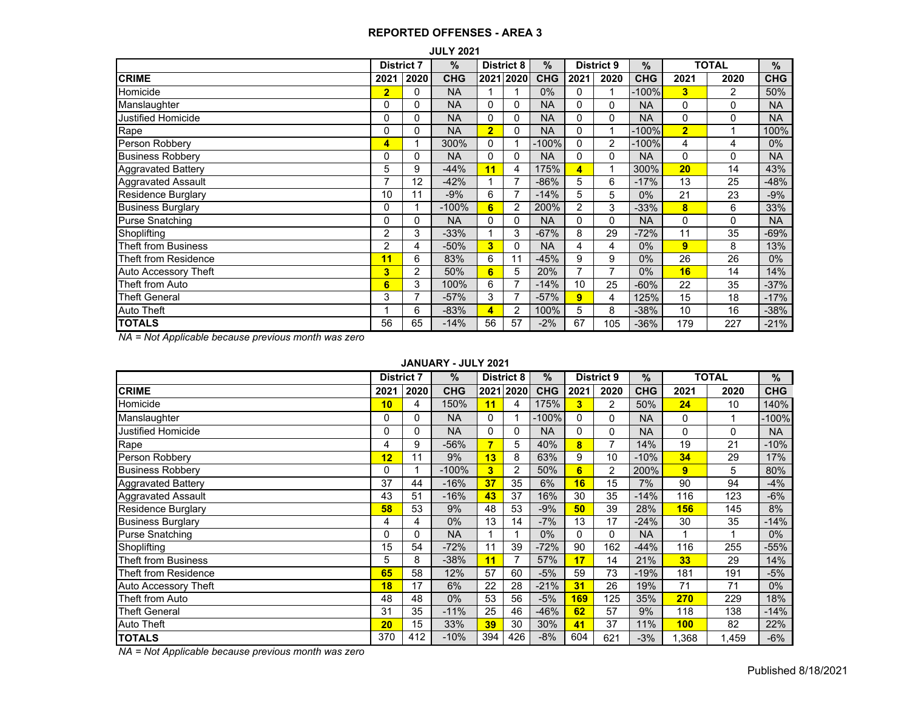## REPORTED OFFENSES - AREA 3

### JULY 2021

| | District 7 | | % | District 8 | | % | District 9 | | % | TOTAL | | % |
|---|---|---|---|---|---|---|---|---|---|---|---|---|
| **CRIME** | **2021** | **2020** | **CHG** | **2021** | **2020** | **CHG** | **2021** | **2020** | **CHG** | **2021** | **2020** | **CHG** |
| Homicide | **2** | 0 | NA | 1 | 1 | 0% | 0 | 1 | -100% | **3** | 2 | 50% |
| Manslaughter | 0 | 0 | NA | 0 | 0 | NA | 0 | 0 | NA | 0 | 0 | NA |
| Justified Homicide | 0 | 0 | NA | 0 | 0 | NA | 0 | 0 | NA | 0 | 0 | NA |
| Rape | 0 | 0 | NA | **2** | 0 | NA | 0 | 1 | -100% | **2** | 1 | 100% |
| Person Robbery | **4** | 1 | 300% | 0 | 1 | -100% | 0 | 2 | -100% | 4 | 4 | 0% |
| Business Robbery | 0 | 0 | NA | 0 | 0 | NA | 0 | 0 | NA | 0 | 0 | NA |
| Aggravated Battery | 5 | 9 | -44% | **11** | 4 | 175% | **4** | 1 | 300% | **20** | 14 | 43% |
| Aggravated Assault | 7 | 12 | -42% | 1 | 7 | -86% | 5 | 6 | -17% | 13 | 25 | -48% |
| Residence Burglary | 10 | 11 | -9% | 6 | 7 | -14% | 5 | 5 | 0% | 21 | 23 | -9% |
| Business Burglary | 0 | 1 | -100% | **6** | 2 | 200% | 2 | 3 | -33% | **8** | 6 | 33% |
| Purse Snatching | 0 | 0 | NA | 0 | 0 | NA | 0 | 0 | NA | 0 | 0 | NA |
| Shoplifting | 2 | 3 | -33% | 1 | 3 | -67% | 8 | 29 | -72% | 11 | 35 | -69% |
| Theft from Business | 2 | 4 | -50% | **3** | 0 | NA | 4 | 4 | 0% | **9** | 8 | 13% |
| Theft from Residence | **11** | 6 | 83% | 6 | 11 | -45% | 9 | 9 | 0% | 26 | 26 | 0% |
| Auto Accessory Theft | **3** | 2 | 50% | **6** | 5 | 20% | 7 | 7 | 0% | **16** | 14 | 14% |
| Theft from Auto | **6** | 3 | 100% | 6 | 7 | -14% | 10 | 25 | -60% | 22 | 35 | -37% |
| Theft General | 3 | 7 | -57% | 3 | 7 | -57% | **9** | 4 | 125% | 15 | 18 | -17% |
| Auto Theft | 1 | 6 | -83% | **4** | 2 | 100% | 5 | 8 | -38% | 10 | 16 | -38% |
| **TOTALS** | 56 | 65 | -14% | 56 | 57 | -2% | 67 | 105 | -36% | 179 | 227 | -21% |

*NA = Not Applicable because previous month was zero*

### JANUARY - JULY 2021

| | District 7 | | % | District 8 | | % | District 9 | | % | TOTAL | | % |
|---|---|---|---|---|---|---|---|---|---|---|---|---|
| **CRIME** | **2021** | **2020** | **CHG** | **2021** | **2020** | **CHG** | **2021** | **2020** | **CHG** | **2021** | **2020** | **CHG** |
| Homicide | **10** | 4 | 150% | **11** | 4 | 175% | **3** | 2 | 50% | **24** | 10 | 140% |
| Manslaughter | 0 | 0 | NA | 0 | 1 | -100% | 0 | 0 | NA | 0 | 1 | -100% |
| Justified Homicide | 0 | 0 | NA | 0 | 0 | NA | 0 | 0 | NA | 0 | 0 | NA |
| Rape | 4 | 9 | -56% | **7** | 5 | 40% | **8** | 7 | 14% | 19 | 21 | -10% |
| Person Robbery | **12** | 11 | 9% | **13** | 8 | 63% | 9 | 10 | -10% | **34** | 29 | 17% |
| Business Robbery | 0 | 1 | -100% | **3** | 2 | 50% | **6** | 2 | 200% | **9** | 5 | 80% |
| Aggravated Battery | 37 | 44 | -16% | **37** | 35 | 6% | **16** | 15 | 7% | 90 | 94 | -4% |
| Aggravated Assault | 43 | 51 | -16% | **43** | 37 | 16% | 30 | 35 | -14% | 116 | 123 | -6% |
| Residence Burglary | **58** | 53 | 9% | 48 | 53 | -9% | **50** | 39 | 28% | **156** | 145 | 8% |
| Business Burglary | 4 | 4 | 0% | 13 | 14 | -7% | 13 | 17 | -24% | 30 | 35 | -14% |
| Purse Snatching | 0 | 0 | NA | 1 | 1 | 0% | 0 | 0 | NA | 1 | 1 | 0% |
| Shoplifting | 15 | 54 | -72% | 11 | 39 | -72% | 90 | 162 | -44% | 116 | 255 | -55% |
| Theft from Business | 5 | 8 | -38% | **11** | 7 | 57% | **17** | 14 | 21% | **33** | 29 | 14% |
| Theft from Residence | **65** | 58 | 12% | 57 | 60 | -5% | 59 | 73 | -19% | 181 | 191 | -5% |
| Auto Accessory Theft | **18** | 17 | 6% | 22 | 28 | -21% | **31** | 26 | 19% | 71 | 71 | 0% |
| Theft from Auto | 48 | 48 | 0% | 53 | 56 | -5% | **169** | 125 | 35% | **270** | 229 | 18% |
| Theft General | 31 | 35 | -11% | 25 | 46 | -46% | **62** | 57 | 9% | 118 | 138 | -14% |
| Auto Theft | **20** | 15 | 33% | **39** | 30 | 30% | **41** | 37 | 11% | **100** | 82 | 22% |
| **TOTALS** | 370 | 412 | -10% | 394 | 426 | -8% | 604 | 621 | -3% | 1,368 | 1,459 | -6% |

*NA = Not Applicable because previous month was zero*

Published 8/18/2021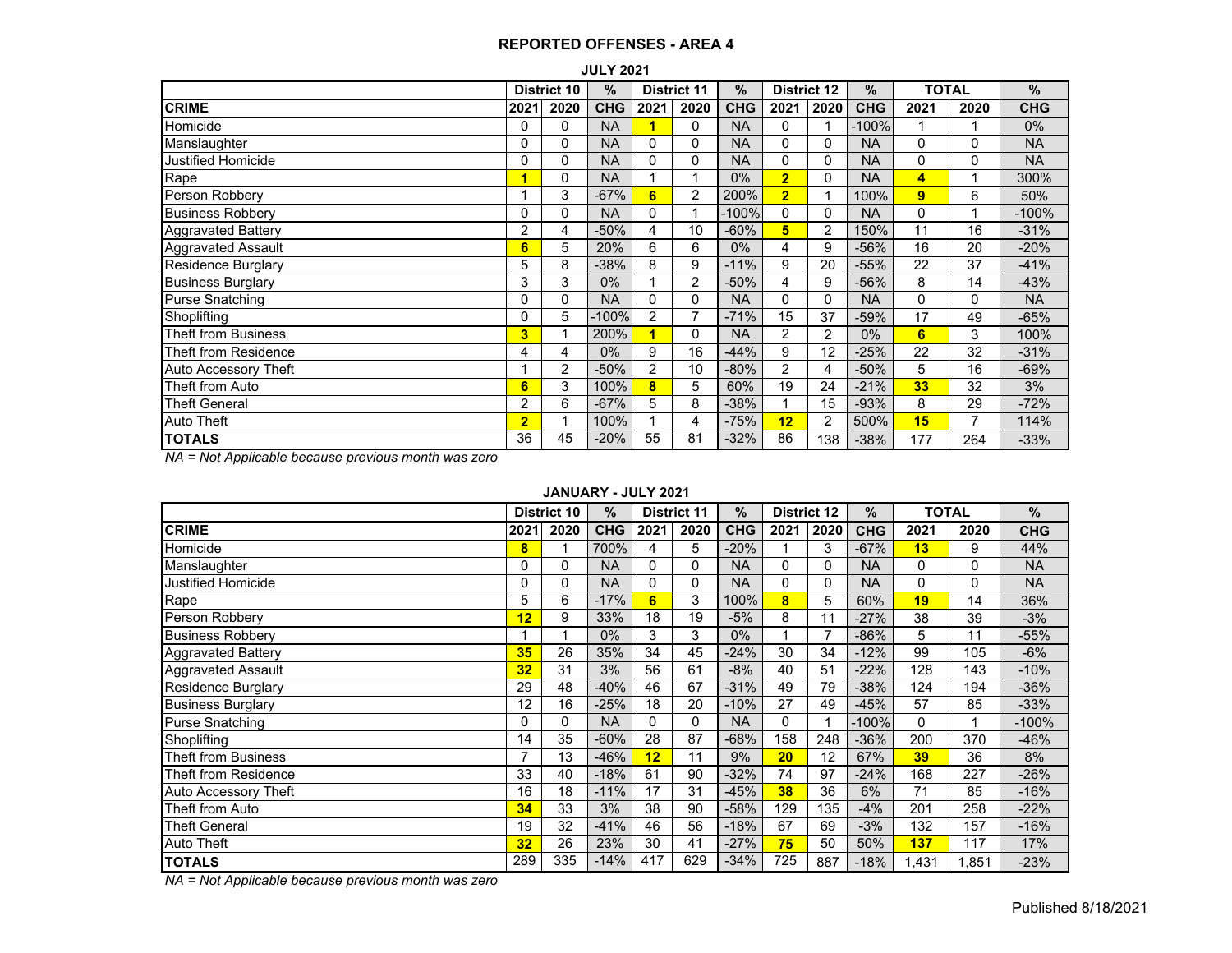## REPORTED OFFENSES - AREA 4

### JULY 2021

| | District 10 | | % | District 11 | | % | District 12 | | % | TOTAL | | % |
|---|---|---|---|---|---|---|---|---|---|---|---|---|
| **CRIME** | **2021** | **2020** | **CHG** | **2021** | **2020** | **CHG** | **2021** | **2020** | **CHG** | **2021** | **2020** | **CHG** |
| Homicide | 0 | 0 | NA | **1** | 0 | NA | 0 | 1 | -100% | 1 | 1 | 0% |
| Manslaughter | 0 | 0 | NA | 0 | 0 | NA | 0 | 0 | NA | 0 | 0 | NA |
| Justified Homicide | 0 | 0 | NA | 0 | 0 | NA | 0 | 0 | NA | 0 | 0 | NA |
| Rape | **1** | 0 | NA | 1 | 1 | 0% | **2** | 0 | NA | **4** | 1 | 300% |
| Person Robbery | 1 | 3 | -67% | **6** | 2 | 200% | **2** | 1 | 100% | **9** | 6 | 50% |
| Business Robbery | 0 | 0 | NA | 0 | 1 | -100% | 0 | 0 | NA | 0 | 1 | -100% |
| Aggravated Battery | 2 | 4 | -50% | 4 | 10 | -60% | **5** | 2 | 150% | 11 | 16 | -31% |
| Aggravated Assault | **6** | 5 | 20% | 6 | 6 | 0% | 4 | 9 | -56% | 16 | 20 | -20% |
| Residence Burglary | 5 | 8 | -38% | 8 | 9 | -11% | 9 | 20 | -55% | 22 | 37 | -41% |
| Business Burglary | 3 | 3 | 0% | 1 | 2 | -50% | 4 | 9 | -56% | 8 | 14 | -43% |
| Purse Snatching | 0 | 0 | NA | 0 | 0 | NA | 0 | 0 | NA | 0 | 0 | NA |
| Shoplifting | 0 | 5 | -100% | 2 | 7 | -71% | 15 | 37 | -59% | 17 | 49 | -65% |
| Theft from Business | **3** | 1 | 200% | **1** | 0 | NA | 2 | 2 | 0% | **6** | 3 | 100% |
| Theft from Residence | 4 | 4 | 0% | 9 | 16 | -44% | 9 | 12 | -25% | 22 | 32 | -31% |
| Auto Accessory Theft | 1 | 2 | -50% | 2 | 10 | -80% | 2 | 4 | -50% | 5 | 16 | -69% |
| Theft from Auto | **6** | 3 | 100% | **8** | 5 | 60% | 19 | 24 | -21% | **33** | 32 | 3% |
| Theft General | 2 | 6 | -67% | 5 | 8 | -38% | 1 | 15 | -93% | 8 | 29 | -72% |
| Auto Theft | **2** | 1 | 100% | 1 | 4 | -75% | **12** | 2 | 500% | **15** | 7 | 114% |
| **TOTALS** | 36 | 45 | -20% | 55 | 81 | -32% | 86 | 138 | -38% | 177 | 264 | -33% |

*NA = Not Applicable because previous month was zero*

### JANUARY - JULY 2021

| | District 10 | | % | District 11 | | % | District 12 | | % | TOTAL | | % |
|---|---|---|---|---|---|---|---|---|---|---|---|---|
| **CRIME** | **2021** | **2020** | **CHG** | **2021** | **2020** | **CHG** | **2021** | **2020** | **CHG** | **2021** | **2020** | **CHG** |
| Homicide | **8** | 1 | 700% | 4 | 5 | -20% | 1 | 3 | -67% | **13** | 9 | 44% |
| Manslaughter | 0 | 0 | NA | 0 | 0 | NA | 0 | 0 | NA | 0 | 0 | NA |
| Justified Homicide | 0 | 0 | NA | 0 | 0 | NA | 0 | 0 | NA | 0 | 0 | NA |
| Rape | 5 | 6 | -17% | **6** | 3 | 100% | **8** | 5 | 60% | **19** | 14 | 36% |
| Person Robbery | **12** | 9 | 33% | 18 | 19 | -5% | 8 | 11 | -27% | 38 | 39 | -3% |
| Business Robbery | 1 | 1 | 0% | 3 | 3 | 0% | 1 | 7 | -86% | 5 | 11 | -55% |
| Aggravated Battery | **35** | 26 | 35% | 34 | 45 | -24% | 30 | 34 | -12% | 99 | 105 | -6% |
| Aggravated Assault | **32** | 31 | 3% | 56 | 61 | -8% | 40 | 51 | -22% | 128 | 143 | -10% |
| Residence Burglary | 29 | 48 | -40% | 46 | 67 | -31% | 49 | 79 | -38% | 124 | 194 | -36% |
| Business Burglary | 12 | 16 | -25% | 18 | 20 | -10% | 27 | 49 | -45% | 57 | 85 | -33% |
| Purse Snatching | 0 | 0 | NA | 0 | 0 | NA | 0 | 1 | -100% | 0 | 1 | -100% |
| Shoplifting | 14 | 35 | -60% | 28 | 87 | -68% | 158 | 248 | -36% | 200 | 370 | -46% |
| Theft from Business | 7 | 13 | -46% | **12** | 11 | 9% | **20** | 12 | 67% | **39** | 36 | 8% |
| Theft from Residence | 33 | 40 | -18% | 61 | 90 | -32% | 74 | 97 | -24% | 168 | 227 | -26% |
| Auto Accessory Theft | 16 | 18 | -11% | 17 | 31 | -45% | **38** | 36 | 6% | 71 | 85 | -16% |
| Theft from Auto | **34** | 33 | 3% | 38 | 90 | -58% | 129 | 135 | -4% | 201 | 258 | -22% |
| Theft General | 19 | 32 | -41% | 46 | 56 | -18% | 67 | 69 | -3% | 132 | 157 | -16% |
| Auto Theft | **32** | 26 | 23% | 30 | 41 | -27% | **75** | 50 | 50% | **137** | 117 | 17% |
| **TOTALS** | 289 | 335 | -14% | 417 | 629 | -34% | 725 | 887 | -18% | 1,431 | 1,851 | -23% |

*NA = Not Applicable because previous month was zero*

Published 8/18/2021